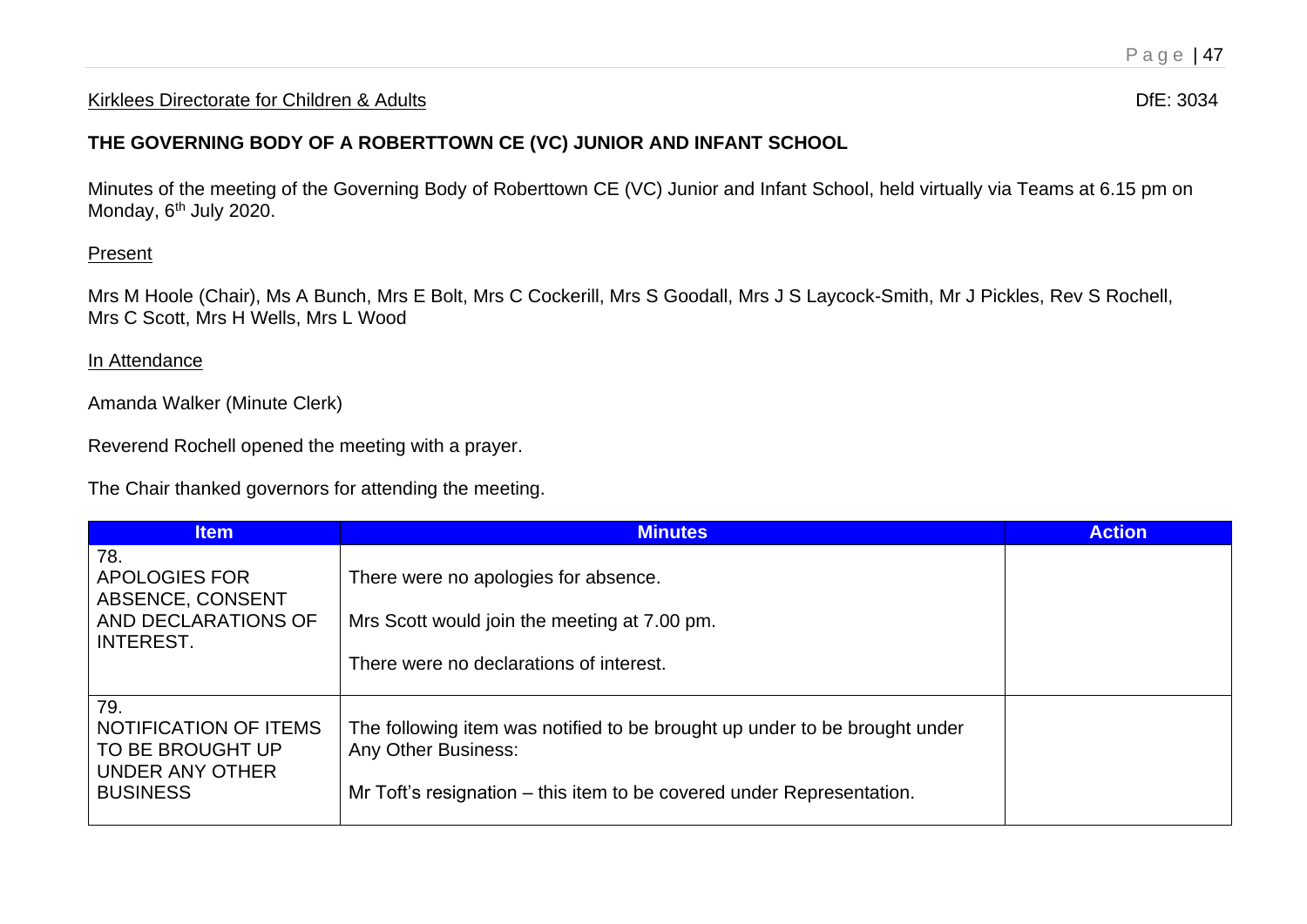Kirklees Directorate for Children & Adults DfE: 3034

**THE GOVERNING BODY OF A ROBERTTOWN CE (VC) JUNIOR AND INFANT SCHOOL**

Minutes of the meeting of the Governing Body of Roberttown CE (VC) Junior and Infant School, held virtually via Teams at 6.15 pm on Monday, 6th July 2020.

Present

Mrs M Hoole (Chair), Ms A Bunch, Mrs E Bolt, Mrs C Cockerill, Mrs S Goodall, Mrs J S Laycock-Smith, Mr J Pickles, Rev S Rochell, Mrs C Scott, Mrs H Wells, Mrs L Wood

In Attendance

Amanda Walker (Minute Clerk)

Reverend Rochell opened the meeting with a prayer.

The Chair thanked governors for attending the meeting.

| Item | Minutes | Action |
|---|---|---|
| 78. APOLOGIES FOR ABSENCE, CONSENT AND DECLARATIONS OF INTEREST. | There were no apologies for absence.<br><br>Mrs Scott would join the meeting at 7.00 pm.<br><br>There were no declarations of interest. | |
| 79. NOTIFICATION OF ITEMS TO BE BROUGHT UP UNDER ANY OTHER BUSINESS | The following item was notified to be brought up under to be brought under Any Other Business:<br><br>Mr Toft's resignation – this item to be covered under Representation. | |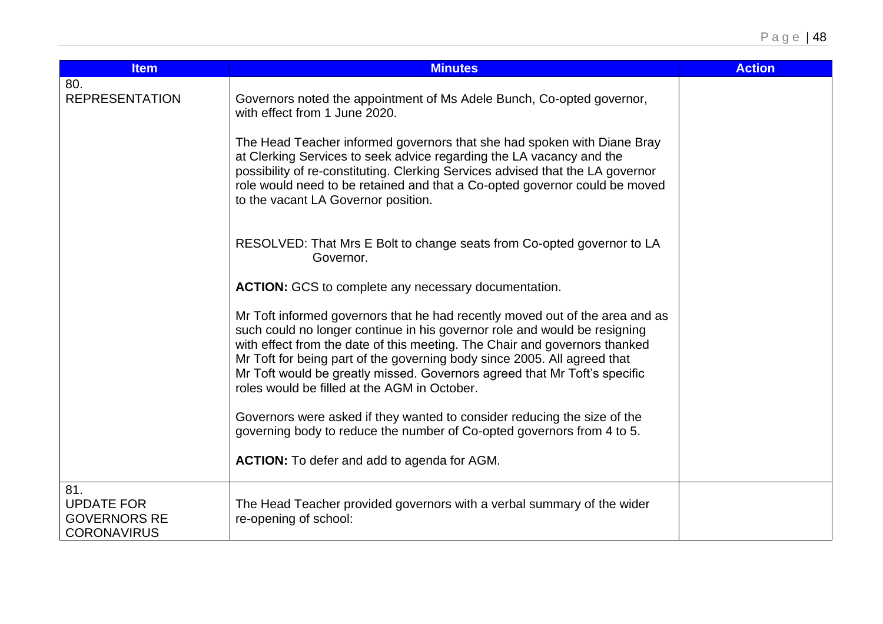| Item | Minutes | Action |
| --- | --- | --- |
| 80. REPRESENTATION | Governors noted the appointment of Ms Adele Bunch, Co-opted governor, with effect from 1 June 2020.<br><br>The Head Teacher informed governors that she had spoken with Diane Bray at Clerking Services to seek advice regarding the LA vacancy and the possibility of re-constituting. Clerking Services advised that the LA governor role would need to be retained and that a Co-opted governor could be moved to the vacant LA Governor position.<br><br>RESOLVED: That Mrs E Bolt to change seats from Co-opted governor to LA Governor.<br><br>**ACTION:** GCS to complete any necessary documentation.<br><br>Mr Toft informed governors that he had recently moved out of the area and as such could no longer continue in his governor role and would be resigning with effect from the date of this meeting. The Chair and governors thanked Mr Toft for being part of the governing body since 2005. All agreed that Mr Toft would be greatly missed. Governors agreed that Mr Toft's specific roles would be filled at the AGM in October.<br><br>Governors were asked if they wanted to consider reducing the size of the governing body to reduce the number of Co-opted governors from 4 to 5.<br><br>**ACTION:** To defer and add to agenda for AGM. | |
| 81. UPDATE FOR GOVERNORS RE CORONAVIRUS | The Head Teacher provided governors with a verbal summary of the wider re-opening of school: | |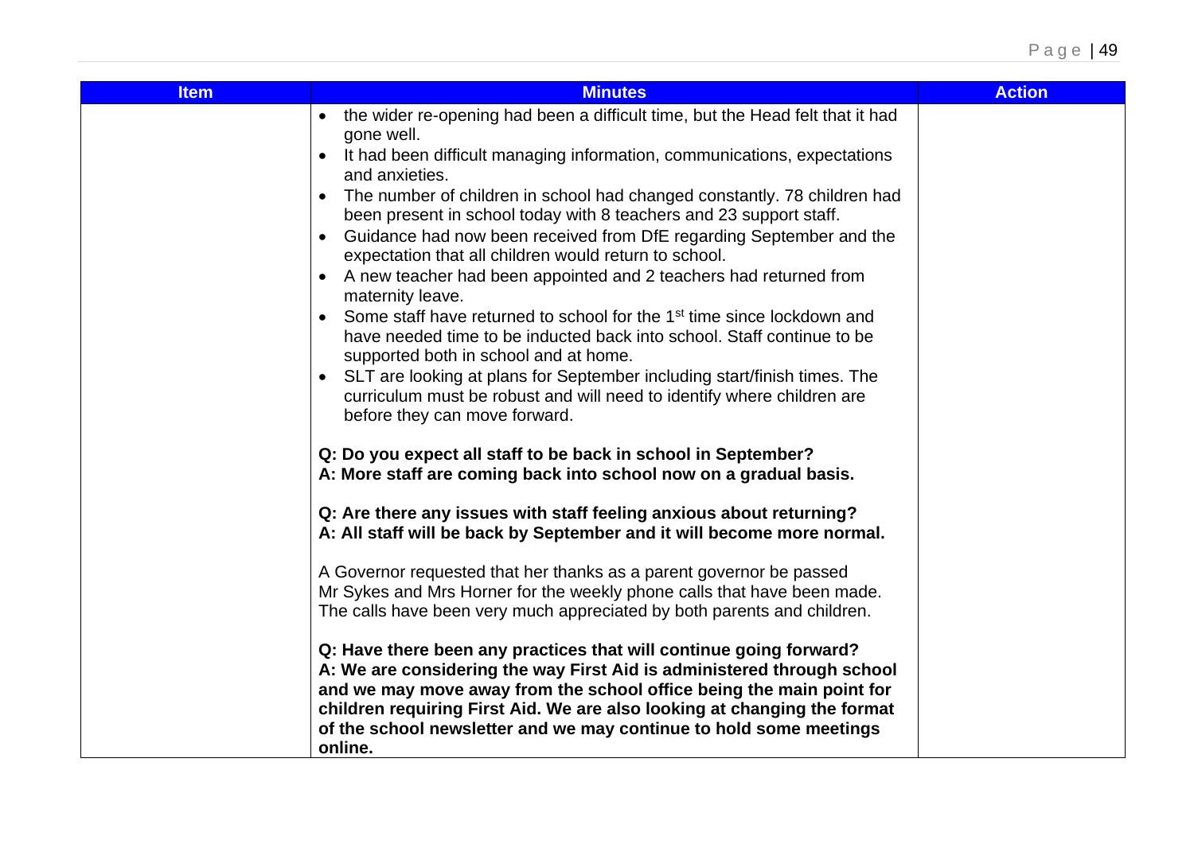| Item | Minutes | Action |
|---|---|---|
| | • the wider re-opening had been a difficult time, but the Head felt that it had gone well.<br>• It had been difficult managing information, communications, expectations and anxieties.<br>• The number of children in school had changed constantly. 78 children had been present in school today with 8 teachers and 23 support staff.<br>• Guidance had now been received from DfE regarding September and the expectation that all children would return to school.<br>• A new teacher had been appointed and 2 teachers had returned from maternity leave.<br>• Some staff have returned to school for the 1st time since lockdown and have needed time to be inducted back into school. Staff continue to be supported both in school and at home.<br>• SLT are looking at plans for September including start/finish times. The curriculum must be robust and will need to identify where children are before they can move forward.<br><br>**Q: Do you expect all staff to be back in school in September?**<br>**A: More staff are coming back into school now on a gradual basis.**<br><br>**Q: Are there any issues with staff feeling anxious about returning?**<br>**A: All staff will be back by September and it will become more normal.**<br><br>A Governor requested that her thanks as a parent governor be passed Mr Sykes and Mrs Horner for the weekly phone calls that have been made. The calls have been very much appreciated by both parents and children.<br><br>**Q: Have there been any practices that will continue going forward?**<br>**A: We are considering the way First Aid is administered through school and we may move away from the school office being the main point for children requiring First Aid. We are also looking at changing the format of the school newsletter and we may continue to hold some meetings online.** | |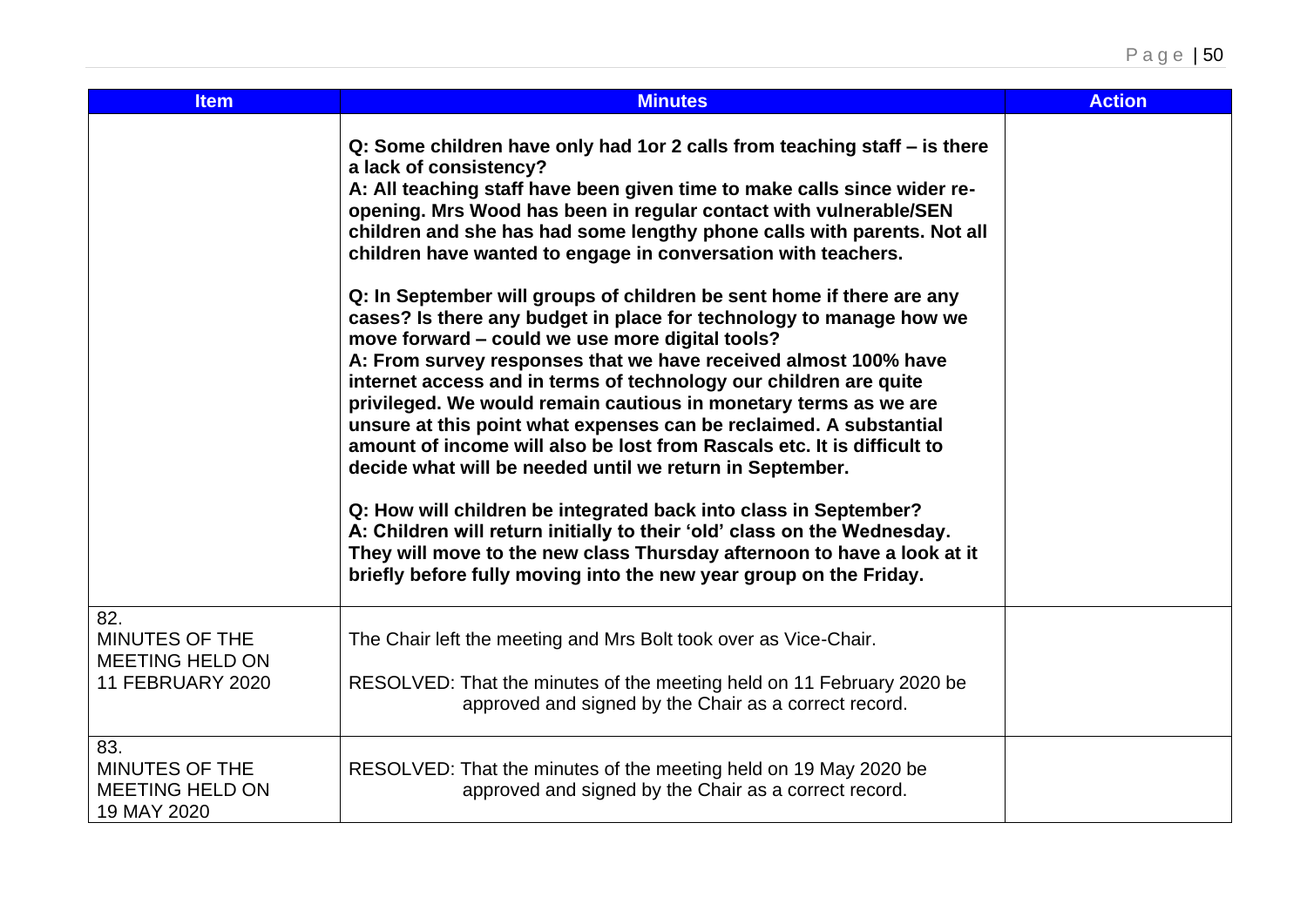| Item | Minutes | Action |
|---|---|---|
| | **Q: Some children have only had 1or 2 calls from teaching staff – is there a lack of consistency?**<br>**A: All teaching staff have been given time to make calls since wider re-opening. Mrs Wood has been in regular contact with vulnerable/SEN children and she has had some lengthy phone calls with parents. Not all children have wanted to engage in conversation with teachers.**<br><br>**Q: In September will groups of children be sent home if there are any cases? Is there any budget in place for technology to manage how we move forward – could we use more digital tools?**<br>**A: From survey responses that we have received almost 100% have internet access and in terms of technology our children are quite privileged. We would remain cautious in monetary terms as we are unsure at this point what expenses can be reclaimed. A substantial amount of income will also be lost from Rascals etc. It is difficult to decide what will be needed until we return in September.**<br><br>**Q: How will children be integrated back into class in September?**<br>**A: Children will return initially to their 'old' class on the Wednesday. They will move to the new class Thursday afternoon to have a look at it briefly before fully moving into the new year group on the Friday.** | |
| 82.<br>MINUTES OF THE MEETING HELD ON 11 FEBRUARY 2020 | The Chair left the meeting and Mrs Bolt took over as Vice-Chair.<br><br>RESOLVED: That the minutes of the meeting held on 11 February 2020 be approved and signed by the Chair as a correct record. | |
| 83.<br>MINUTES OF THE MEETING HELD ON 19 MAY 2020 | RESOLVED: That the minutes of the meeting held on 19 May 2020 be approved and signed by the Chair as a correct record. | |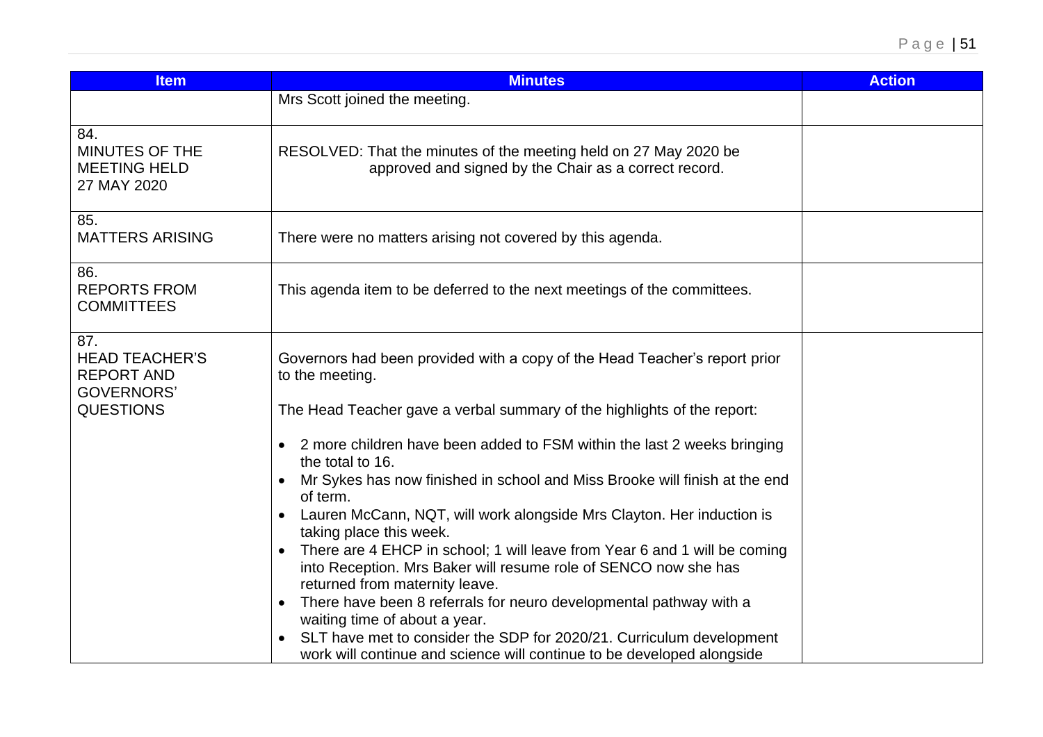| Item | Minutes | Action |
|---|---|---|
| | Mrs Scott joined the meeting. | |
| 84.<br>MINUTES OF THE MEETING HELD 27 MAY 2020 | RESOLVED: That the minutes of the meeting held on 27 May 2020 be approved and signed by the Chair as a correct record. | |
| 85.<br>MATTERS ARISING | There were no matters arising not covered by this agenda. | |
| 86.<br>REPORTS FROM COMMITTEES | This agenda item to be deferred to the next meetings of the committees. | |
| 87.<br>HEAD TEACHER'S REPORT AND GOVERNORS' QUESTIONS | Governors had been provided with a copy of the Head Teacher's report prior to the meeting.<br><br>The Head Teacher gave a verbal summary of the highlights of the report:<br><br>• 2 more children have been added to FSM within the last 2 weeks bringing the total to 16.<br>• Mr Sykes has now finished in school and Miss Brooke will finish at the end of term.<br>• Lauren McCann, NQT, will work alongside Mrs Clayton. Her induction is taking place this week.<br>• There are 4 EHCP in school; 1 will leave from Year 6 and 1 will be coming into Reception. Mrs Baker will resume role of SENCO now she has returned from maternity leave.<br>• There have been 8 referrals for neuro developmental pathway with a waiting time of about a year.<br>• SLT have met to consider the SDP for 2020/21. Curriculum development work will continue and science will continue to be developed alongside | |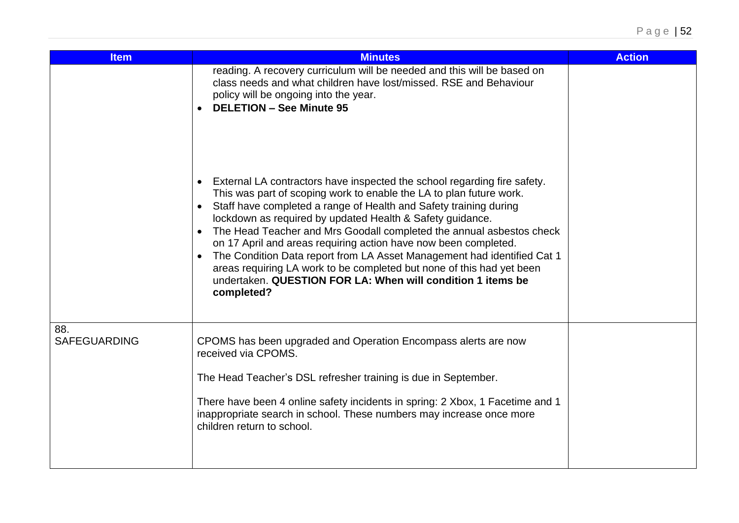| Item | Minutes | Action |
| --- | --- | --- |
| | reading. A recovery curriculum will be needed and this will be based on class needs and what children have lost/missed. RSE and Behaviour policy will be ongoing into the year.<br>• **DELETION – See Minute 95**<br><br>• External LA contractors have inspected the school regarding fire safety. This was part of scoping work to enable the LA to plan future work.<br>• Staff have completed a range of Health and Safety training during lockdown as required by updated Health & Safety guidance.<br>• The Head Teacher and Mrs Goodall completed the annual asbestos check on 17 April and areas requiring action have now been completed.<br>• The Condition Data report from LA Asset Management had identified Cat 1 areas requiring LA work to be completed but none of this had yet been undertaken. **QUESTION FOR LA: When will condition 1 items be completed?** | |
| 88.<br>SAFEGUARDING | CPOMS has been upgraded and Operation Encompass alerts are now received via CPOMS.<br><br>The Head Teacher's DSL refresher training is due in September.<br><br>There have been 4 online safety incidents in spring: 2 Xbox, 1 Facetime and 1 inappropriate search in school. These numbers may increase once more children return to school. | |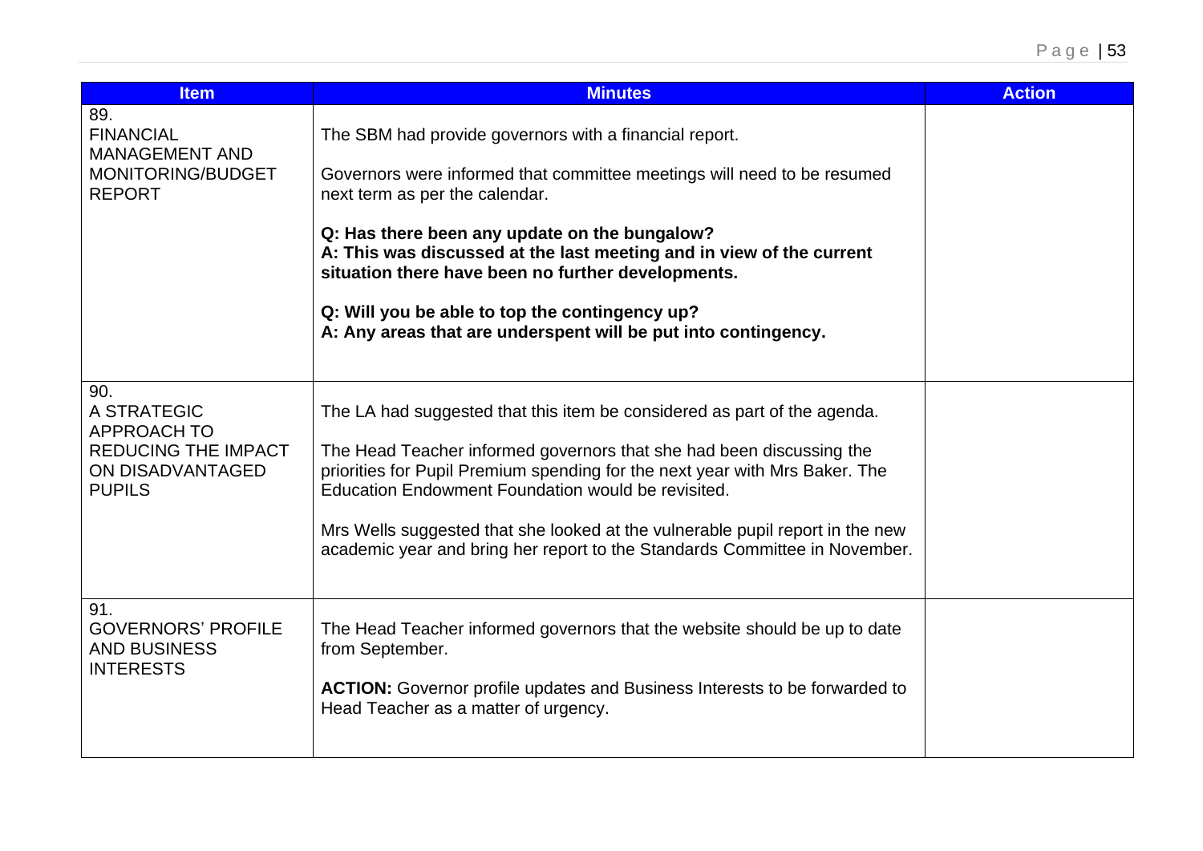| Item | Minutes | Action |
|---|---|---|
| 89. FINANCIAL MANAGEMENT AND MONITORING/BUDGET REPORT | The SBM had provide governors with a financial report.<br><br>Governors were informed that committee meetings will need to be resumed next term as per the calendar.<br><br>**Q: Has there been any update on the bungalow?**<br>**A: This was discussed at the last meeting and in view of the current situation there have been no further developments.**<br><br>**Q: Will you be able to top the contingency up?**<br>**A: Any areas that are underspent will be put into contingency.** | |
| 90. A STRATEGIC APPROACH TO REDUCING THE IMPACT ON DISADVANTAGED PUPILS | The LA had suggested that this item be considered as part of the agenda.<br><br>The Head Teacher informed governors that she had been discussing the priorities for Pupil Premium spending for the next year with Mrs Baker. The Education Endowment Foundation would be revisited.<br><br>Mrs Wells suggested that she looked at the vulnerable pupil report in the new academic year and bring her report to the Standards Committee in November. | |
| 91. GOVERNORS' PROFILE AND BUSINESS INTERESTS | The Head Teacher informed governors that the website should be up to date from September.<br><br>**ACTION:** Governor profile updates and Business Interests to be forwarded to Head Teacher as a matter of urgency. | |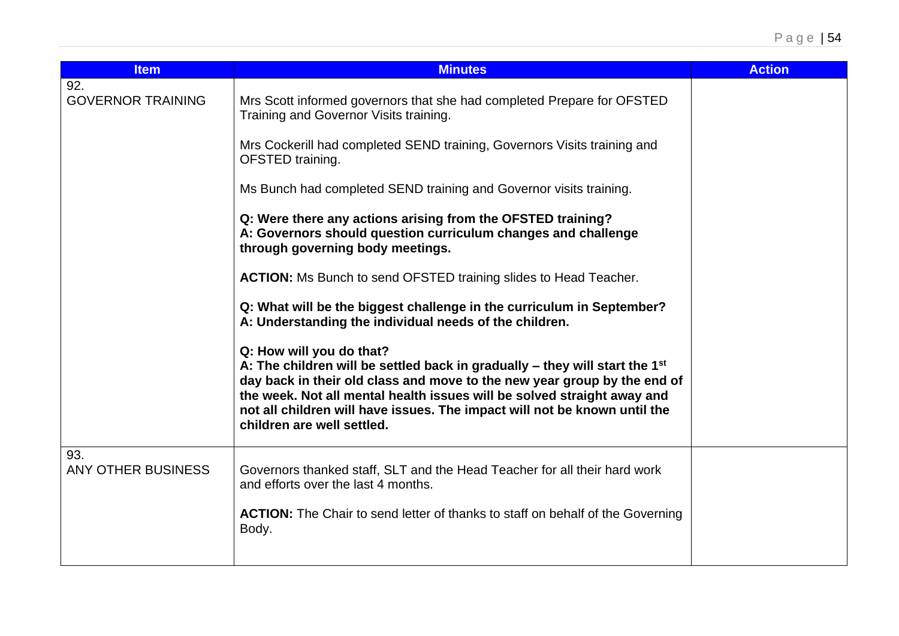| Item | Minutes | Action |
|---|---|---|
| 92. GOVERNOR TRAINING | Mrs Scott informed governors that she had completed Prepare for OFSTED Training and Governor Visits training.<br><br>Mrs Cockerill had completed SEND training, Governors Visits training and OFSTED training.<br><br>Ms Bunch had completed SEND training and Governor visits training.<br><br>**Q: Were there any actions arising from the OFSTED training?**<br>**A: Governors should question curriculum changes and challenge through governing body meetings.**<br><br>**ACTION:** Ms Bunch to send OFSTED training slides to Head Teacher.<br><br>**Q: What will be the biggest challenge in the curriculum in September?**<br>**A: Understanding the individual needs of the children.**<br><br>**Q: How will you do that?**<br>**A: The children will be settled back in gradually – they will start the 1st day back in their old class and move to the new year group by the end of the week. Not all mental health issues will be solved straight away and not all children will have issues. The impact will not be known until the children are well settled.** | |
| 93. ANY OTHER BUSINESS | Governors thanked staff, SLT and the Head Teacher for all their hard work and efforts over the last 4 months.<br><br>**ACTION:** The Chair to send letter of thanks to staff on behalf of the Governing Body. | |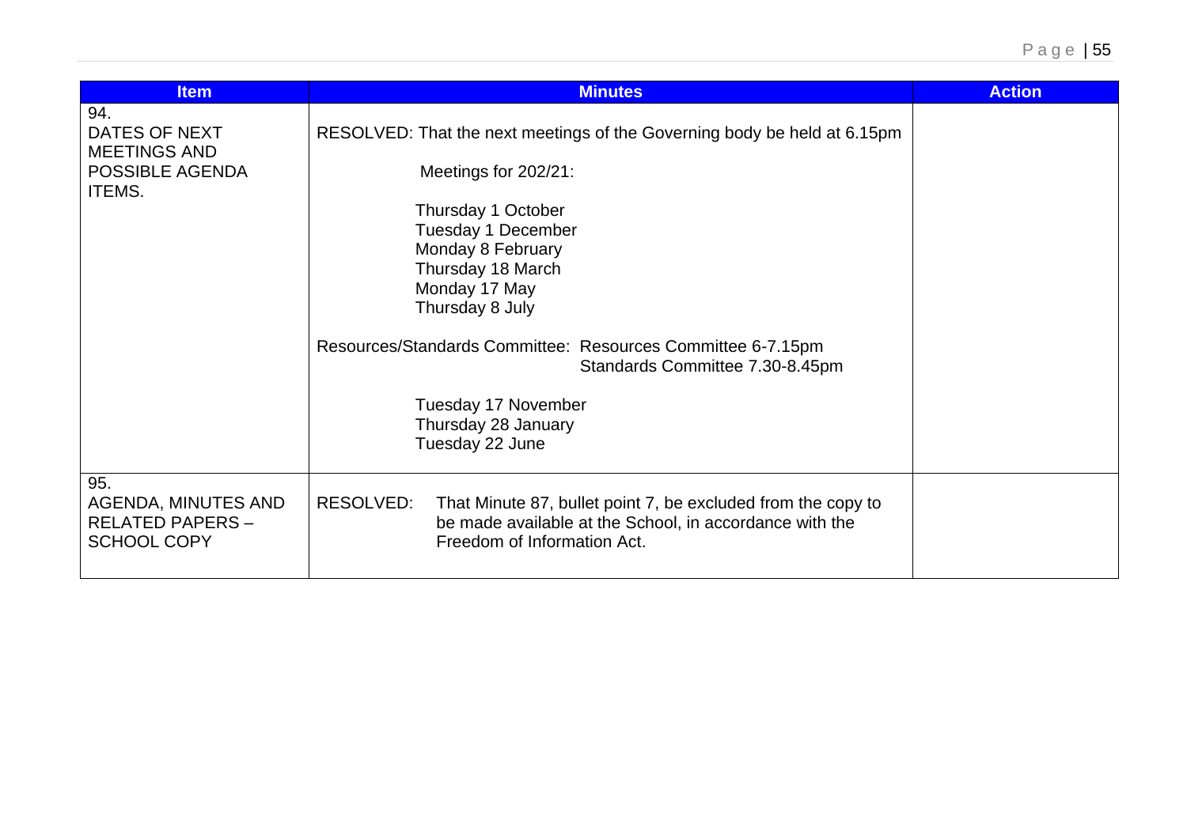| Item | Minutes | Action |
|---|---|---|
| 94.<br>DATES OF NEXT MEETINGS AND POSSIBLE AGENDA ITEMS. | RESOLVED: That the next meetings of the Governing body be held at 6.15pm<br><br>Meetings for 202/21:<br><br>Thursday 1 October<br>Tuesday 1 December<br>Monday 8 February<br>Thursday 18 March<br>Monday 17 May<br>Thursday 8 July<br><br>Resources/Standards Committee: Resources Committee 6-7.15pm<br>Standards Committee 7.30-8.45pm<br><br>Tuesday 17 November<br>Thursday 28 January<br>Tuesday 22 June | |
| 95.<br>AGENDA, MINUTES AND RELATED PAPERS – SCHOOL COPY | RESOLVED: That Minute 87, bullet point 7, be excluded from the copy to be made available at the School, in accordance with the Freedom of Information Act. | |